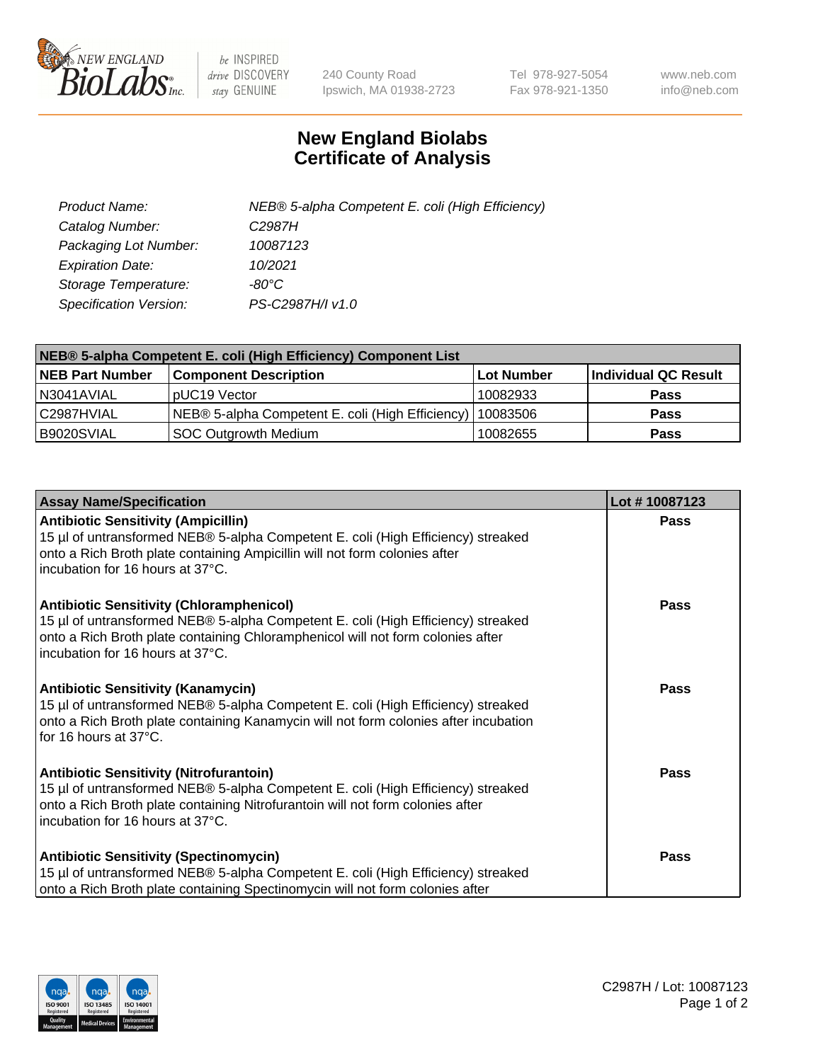# New England Biolabs
# Certificate of Analysis

| | |
|---|---|
| *Product Name:* | *NEB® 5-alpha Competent E. coli (High Efficiency)* |
| *Catalog Number:* | *C2987H* |
| *Packaging Lot Number:* | *10087123* |
| *Expiration Date:* | *10/2021* |
| *Storage Temperature:* | *-80°C* |
| *Specification Version:* | *PS-C2987H/I v1.0* |

| NEB® 5-alpha Competent E. coli (High Efficiency) Component List | | | |
|---|---|---|---|
| **NEB Part Number** | **Component Description** | **Lot Number** | **Individual QC Result** |
| N3041AVIAL | pUC19 Vector | 10082933 | **Pass** |
| C2987HVIAL | NEB® 5-alpha Competent E. coli (High Efficiency) | 10083506 | **Pass** |
| B9020SVIAL | SOC Outgrowth Medium | 10082655 | **Pass** |

| Assay Name/Specification | Lot # 10087123 |
|---|---|
| **Antibiotic Sensitivity (Ampicillin)** 15 µl of untransformed NEB® 5-alpha Competent E. coli (High Efficiency) streaked onto a Rich Broth plate containing Ampicillin will not form colonies after incubation for 16 hours at 37°C. | **Pass** |
| **Antibiotic Sensitivity (Chloramphenicol)** 15 µl of untransformed NEB® 5-alpha Competent E. coli (High Efficiency) streaked onto a Rich Broth plate containing Chloramphenicol will not form colonies after incubation for 16 hours at 37°C. | **Pass** |
| **Antibiotic Sensitivity (Kanamycin)** 15 µl of untransformed NEB® 5-alpha Competent E. coli (High Efficiency) streaked onto a Rich Broth plate containing Kanamycin will not form colonies after incubation for 16 hours at 37°C. | **Pass** |
| **Antibiotic Sensitivity (Nitrofurantoin)** 15 µl of untransformed NEB® 5-alpha Competent E. coli (High Efficiency) streaked onto a Rich Broth plate containing Nitrofurantoin will not form colonies after incubation for 16 hours at 37°C. | **Pass** |
| **Antibiotic Sensitivity (Spectinomycin)** 15 µl of untransformed NEB® 5-alpha Competent E. coli (High Efficiency) streaked onto a Rich Broth plate containing Spectinomycin will not form colonies after | **Pass** |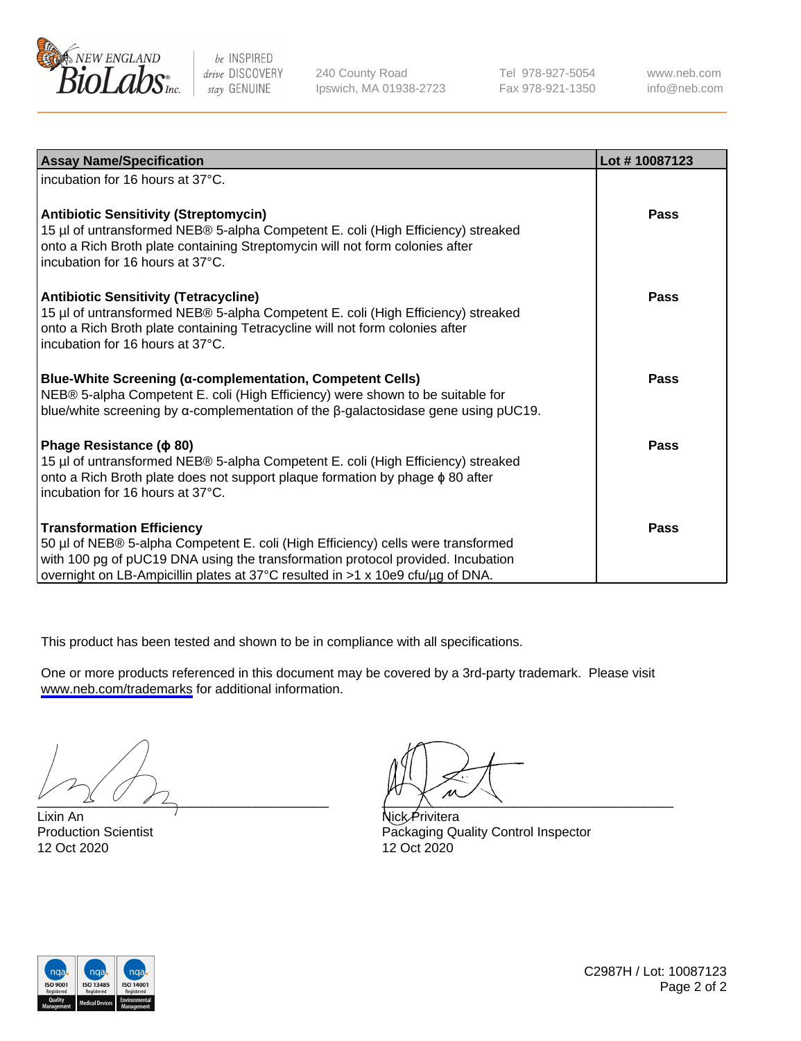240 County Road
Ipswich, MA 01938-2723

Tel 978-927-5054
Fax 978-921-1350

www.neb.com
info@neb.com

| Assay Name/Specification | Lot # 10087123 |
|---|---|
| incubation for 16 hours at 37°C. | |
| **Antibiotic Sensitivity (Streptomycin)**<br>15 µl of untransformed NEB® 5-alpha Competent E. coli (High Efficiency) streaked onto a Rich Broth plate containing Streptomycin will not form colonies after incubation for 16 hours at 37°C. | **Pass** |
| **Antibiotic Sensitivity (Tetracycline)**<br>15 µl of untransformed NEB® 5-alpha Competent E. coli (High Efficiency) streaked onto a Rich Broth plate containing Tetracycline will not form colonies after incubation for 16 hours at 37°C. | **Pass** |
| **Blue-White Screening (α-complementation, Competent Cells)**<br>NEB® 5-alpha Competent E. coli (High Efficiency) were shown to be suitable for blue/white screening by α-complementation of the β-galactosidase gene using pUC19. | **Pass** |
| **Phage Resistance (ϕ 80)**<br>15 µl of untransformed NEB® 5-alpha Competent E. coli (High Efficiency) streaked onto a Rich Broth plate does not support plaque formation by phage ϕ 80 after incubation for 16 hours at 37°C. | **Pass** |
| **Transformation Efficiency**<br>50 µl of NEB® 5-alpha Competent E. coli (High Efficiency) cells were transformed with 100 pg of pUC19 DNA using the transformation protocol provided. Incubation overnight on LB-Ampicillin plates at 37°C resulted in >1 x 10e9 cfu/µg of DNA. | **Pass** |

This product has been tested and shown to be in compliance with all specifications.

One or more products referenced in this document may be covered by a 3rd-party trademark. Please visit www.neb.com/trademarks for additional information.

Lixin An
Production Scientist
12 Oct 2020

Nick Privitera
Packaging Quality Control Inspector
12 Oct 2020

C2987H / Lot: 10087123